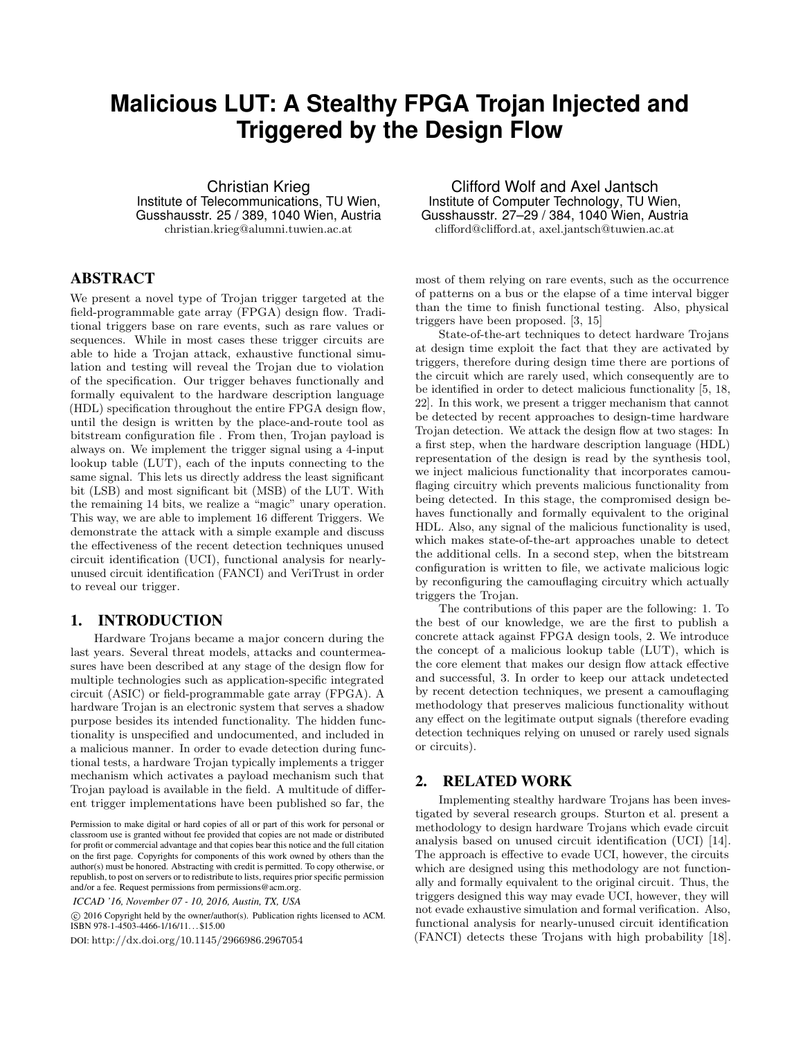# Malicious LUT: A Stealthy FPGA Trojan Injected and Triggered by the Design Flow

Christian Krieg
Institute of Telecommunications, TU Wien,
Gusshausstr. 25 / 389, 1040 Wien, Austria
christian.krieg@alumni.tuwien.ac.at

Clifford Wolf and Axel Jantsch
Institute of Computer Technology, TU Wien,
Gusshausstr. 27–29 / 384, 1040 Wien, Austria
clifford@clifford.at, axel.jantsch@tuwien.ac.at

## ABSTRACT

We present a novel type of Trojan trigger targeted at the field-programmable gate array (FPGA) design flow. Traditional triggers base on rare events, such as rare values or sequences. While in most cases these trigger circuits are able to hide a Trojan attack, exhaustive functional simulation and testing will reveal the Trojan due to violation of the specification. Our trigger behaves functionally and formally equivalent to the hardware description language (HDL) specification throughout the entire FPGA design flow, until the design is written by the place-and-route tool as bitstream configuration file . From then, Trojan payload is always on. We implement the trigger signal using a 4-input lookup table (LUT), each of the inputs connecting to the same signal. This lets us directly address the least significant bit (LSB) and most significant bit (MSB) of the LUT. With the remaining 14 bits, we realize a "magic" unary operation. This way, we are able to implement 16 different Triggers. We demonstrate the attack with a simple example and discuss the effectiveness of the recent detection techniques unused circuit identification (UCI), functional analysis for nearly-unused circuit identification (FANCI) and VeriTrust in order to reveal our trigger.

## 1. INTRODUCTION

Hardware Trojans became a major concern during the last years. Several threat models, attacks and countermeasures have been described at any stage of the design flow for multiple technologies such as application-specific integrated circuit (ASIC) or field-programmable gate array (FPGA). A hardware Trojan is an electronic system that serves a shadow purpose besides its intended functionality. The hidden functionality is unspecified and undocumented, and included in a malicious manner. In order to evade detection during functional tests, a hardware Trojan typically implements a trigger mechanism which activates a payload mechanism such that Trojan payload is available in the field. A multitude of different trigger implementations have been published so far, the most of them relying on rare events, such as the occurrence of patterns on a bus or the elapse of a time interval bigger than the time to finish functional testing. Also, physical triggers have been proposed. [3, 15]

State-of-the-art techniques to detect hardware Trojans at design time exploit the fact that they are activated by triggers, therefore during design time there are portions of the circuit which are rarely used, which consequently are to be identified in order to detect malicious functionality [5, 18, 22]. In this work, we present a trigger mechanism that cannot be detected by recent approaches to design-time hardware Trojan detection. We attack the design flow at two stages: In a first step, when the hardware description language (HDL) representation of the design is read by the synthesis tool, we inject malicious functionality that incorporates camouflaging circuitry which prevents malicious functionality from being detected. In this stage, the compromised design behaves functionally and formally equivalent to the original HDL. Also, any signal of the malicious functionality is used, which makes state-of-the-art approaches unable to detect the additional cells. In a second step, when the bitstream configuration is written to file, we activate malicious logic by reconfiguring the camouflaging circuitry which actually triggers the Trojan.

The contributions of this paper are the following: 1. To the best of our knowledge, we are the first to publish a concrete attack against FPGA design tools, 2. We introduce the concept of a malicious lookup table (LUT), which is the core element that makes our design flow attack effective and successful, 3. In order to keep our attack undetected by recent detection techniques, we present a camouflaging methodology that preserves malicious functionality without any effect on the legitimate output signals (therefore evading detection techniques relying on unused or rarely used signals or circuits).

## 2. RELATED WORK

Implementing stealthy hardware Trojans has been investigated by several research groups. Sturton et al. present a methodology to design hardware Trojans which evade circuit analysis based on unused circuit identification (UCI) [14]. The approach is effective to evade UCI, however, the circuits which are designed using this methodology are not functionally and formally equivalent to the original circuit. Thus, the triggers designed this way may evade UCI, however, they will not evade exhaustive simulation and formal verification. Also, functional analysis for nearly-unused circuit identification (FANCI) detects these Trojans with high probability [18].

Permission to make digital or hard copies of all or part of this work for personal or classroom use is granted without fee provided that copies are not made or distributed for profit or commercial advantage and that copies bear this notice and the full citation on the first page. Copyrights for components of this work owned by others than the author(s) must be honored. Abstracting with credit is permitted. To copy otherwise, or republish, to post on servers or to redistribute to lists, requires prior specific permission and/or a fee. Request permissions from permissions@acm.org.

*ICCAD '16, November 07 - 10, 2016, Austin, TX, USA*

© 2016 Copyright held by the owner/author(s). Publication rights licensed to ACM. ISBN 978-1-4503-4466-1/16/11. . . $15.00

DOI: http://dx.doi.org/10.1145/2966986.2967054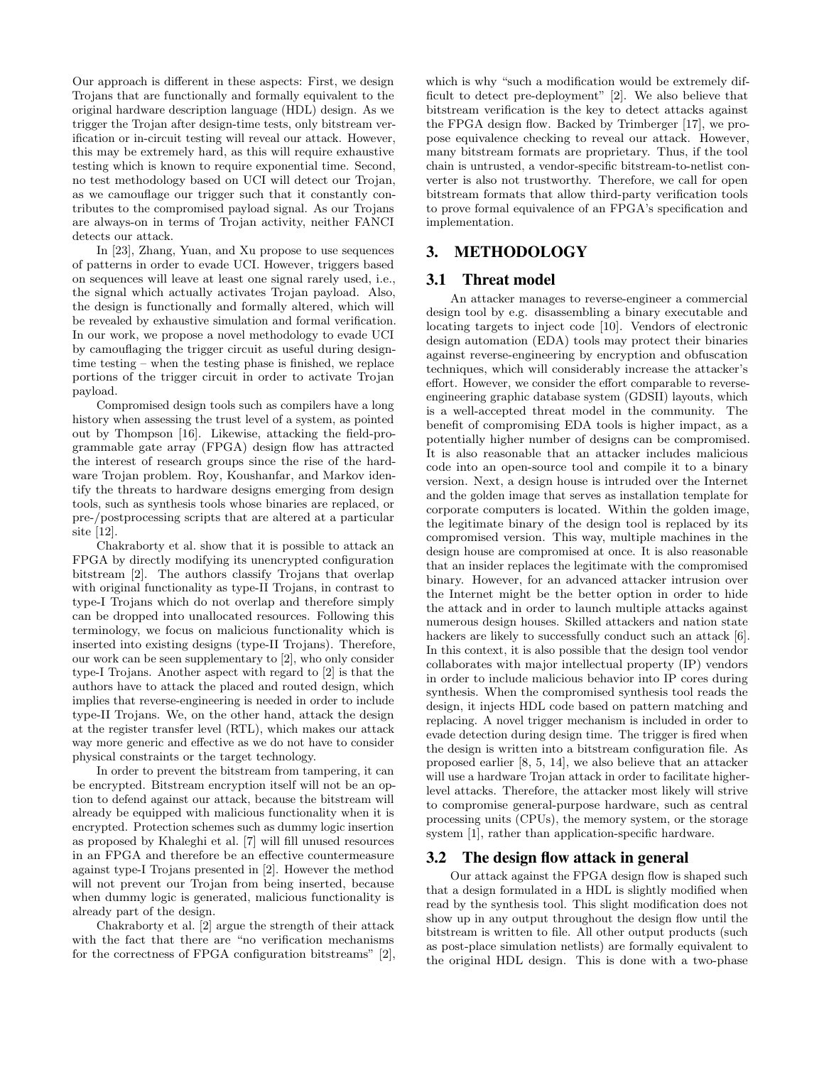Our approach is different in these aspects: First, we design Trojans that are functionally and formally equivalent to the original hardware description language (HDL) design. As we trigger the Trojan after design-time tests, only bitstream verification or in-circuit testing will reveal our attack. However, this may be extremely hard, as this will require exhaustive testing which is known to require exponential time. Second, no test methodology based on UCI will detect our Trojan, as we camouflage our trigger such that it constantly contributes to the compromised payload signal. As our Trojans are always-on in terms of Trojan activity, neither FANCI detects our attack.

In [23], Zhang, Yuan, and Xu propose to use sequences of patterns in order to evade UCI. However, triggers based on sequences will leave at least one signal rarely used, i.e., the signal which actually activates Trojan payload. Also, the design is functionally and formally altered, which will be revealed by exhaustive simulation and formal verification. In our work, we propose a novel methodology to evade UCI by camouflaging the trigger circuit as useful during design-time testing – when the testing phase is finished, we replace portions of the trigger circuit in order to activate Trojan payload.

Compromised design tools such as compilers have a long history when assessing the trust level of a system, as pointed out by Thompson [16]. Likewise, attacking the field-programmable gate array (FPGA) design flow has attracted the interest of research groups since the rise of the hardware Trojan problem. Roy, Koushanfar, and Markov identify the threats to hardware designs emerging from design tools, such as synthesis tools whose binaries are replaced, or pre-/postprocessing scripts that are altered at a particular site [12].

Chakraborty et al. show that it is possible to attack an FPGA by directly modifying its unencrypted configuration bitstream [2]. The authors classify Trojans that overlap with original functionality as type-II Trojans, in contrast to type-I Trojans which do not overlap and therefore simply can be dropped into unallocated resources. Following this terminology, we focus on malicious functionality which is inserted into existing designs (type-II Trojans). Therefore, our work can be seen supplementary to [2], who only consider type-I Trojans. Another aspect with regard to [2] is that the authors have to attack the placed and routed design, which implies that reverse-engineering is needed in order to include type-II Trojans. We, on the other hand, attack the design at the register transfer level (RTL), which makes our attack way more generic and effective as we do not have to consider physical constraints or the target technology.

In order to prevent the bitstream from tampering, it can be encrypted. Bitstream encryption itself will not be an option to defend against our attack, because the bitstream will already be equipped with malicious functionality when it is encrypted. Protection schemes such as dummy logic insertion as proposed by Khaleghi et al. [7] will fill unused resources in an FPGA and therefore be an effective countermeasure against type-I Trojans presented in [2]. However the method will not prevent our Trojan from being inserted, because when dummy logic is generated, malicious functionality is already part of the design.

Chakraborty et al. [2] argue the strength of their attack with the fact that there are "no verification mechanisms for the correctness of FPGA configuration bitstreams" [2], which is why "such a modification would be extremely difficult to detect pre-deployment" [2]. We also believe that bitstream verification is the key to detect attacks against the FPGA design flow. Backed by Trimberger [17], we propose equivalence checking to reveal our attack. However, many bitstream formats are proprietary. Thus, if the tool chain is untrusted, a vendor-specific bitstream-to-netlist converter is also not trustworthy. Therefore, we call for open bitstream formats that allow third-party verification tools to prove formal equivalence of an FPGA's specification and implementation.

# 3. METHODOLOGY

## 3.1 Threat model

An attacker manages to reverse-engineer a commercial design tool by e.g. disassembling a binary executable and locating targets to inject code [10]. Vendors of electronic design automation (EDA) tools may protect their binaries against reverse-engineering by encryption and obfuscation techniques, which will considerably increase the attacker's effort. However, we consider the effort comparable to reverse-engineering graphic database system (GDSII) layouts, which is a well-accepted threat model in the community. The benefit of compromising EDA tools is higher impact, as a potentially higher number of designs can be compromised. It is also reasonable that an attacker includes malicious code into an open-source tool and compile it to a binary version. Next, a design house is intruded over the Internet and the golden image that serves as installation template for corporate computers is located. Within the golden image, the legitimate binary of the design tool is replaced by its compromised version. This way, multiple machines in the design house are compromised at once. It is also reasonable that an insider replaces the legitimate with the compromised binary. However, for an advanced attacker intrusion over the Internet might be the better option in order to hide the attack and in order to launch multiple attacks against numerous design houses. Skilled attackers and nation state hackers are likely to successfully conduct such an attack [6]. In this context, it is also possible that the design tool vendor collaborates with major intellectual property (IP) vendors in order to include malicious behavior into IP cores during synthesis. When the compromised synthesis tool reads the design, it injects HDL code based on pattern matching and replacing. A novel trigger mechanism is included in order to evade detection during design time. The trigger is fired when the design is written into a bitstream configuration file. As proposed earlier [8, 5, 14], we also believe that an attacker will use a hardware Trojan attack in order to facilitate higher-level attacks. Therefore, the attacker most likely will strive to compromise general-purpose hardware, such as central processing units (CPUs), the memory system, or the storage system [1], rather than application-specific hardware.

## 3.2 The design flow attack in general

Our attack against the FPGA design flow is shaped such that a design formulated in a HDL is slightly modified when read by the synthesis tool. This slight modification does not show up in any output throughout the design flow until the bitstream is written to file. All other output products (such as post-place simulation netlists) are formally equivalent to the original HDL design. This is done with a two-phase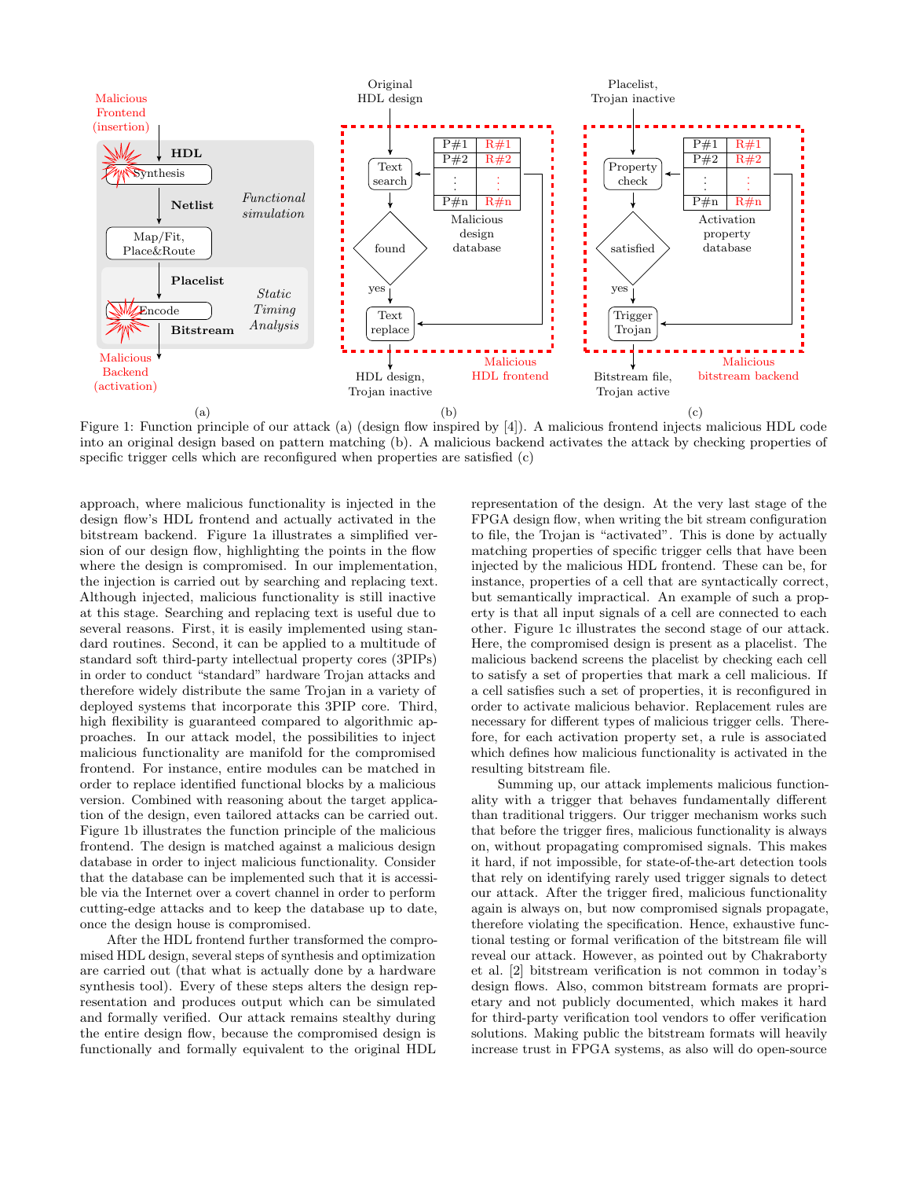Figure 1: Function principle of our attack (a) (design flow inspired by [4]). A malicious frontend injects malicious HDL code into an original design based on pattern matching (b). A malicious backend activates the attack by checking properties of specific trigger cells which are reconfigured when properties are satisfied (c)

approach, where malicious functionality is injected in the design flow's HDL frontend and actually activated in the bitstream backend. Figure 1a illustrates a simplified version of our design flow, highlighting the points in the flow where the design is compromised. In our implementation, the injection is carried out by searching and replacing text. Although injected, malicious functionality is still inactive at this stage. Searching and replacing text is useful due to several reasons. First, it is easily implemented using standard routines. Second, it can be applied to a multitude of standard soft third-party intellectual property cores (3PIPs) in order to conduct "standard" hardware Trojan attacks and therefore widely distribute the same Trojan in a variety of deployed systems that incorporate this 3PIP core. Third, high flexibility is guaranteed compared to algorithmic approaches. In our attack model, the possibilities to inject malicious functionality are manifold for the compromised frontend. For instance, entire modules can be matched in order to replace identified functional blocks by a malicious version. Combined with reasoning about the target application of the design, even tailored attacks can be carried out. Figure 1b illustrates the function principle of the malicious frontend. The design is matched against a malicious design database in order to inject malicious functionality. Consider that the database can be implemented such that it is accessible via the Internet over a covert channel in order to perform cutting-edge attacks and to keep the database up to date, once the design house is compromised.

After the HDL frontend further transformed the compromised HDL design, several steps of synthesis and optimization are carried out (that what is actually done by a hardware synthesis tool). Every of these steps alters the design representation and produces output which can be simulated and formally verified. Our attack remains stealthy during the entire design flow, because the compromised design is functionally and formally equivalent to the original HDL representation of the design. At the very last stage of the FPGA design flow, when writing the bit stream configuration to file, the Trojan is "activated". This is done by actually matching properties of specific trigger cells that have been injected by the malicious HDL frontend. These can be, for instance, properties of a cell that are syntactically correct, but semantically impractical. An example of such a property is that all input signals of a cell are connected to each other. Figure 1c illustrates the second stage of our attack. Here, the compromised design is present as a placelist. The malicious backend screens the placelist by checking each cell to satisfy a set of properties that mark a cell malicious. If a cell satisfies such a set of properties, it is reconfigured in order to activate malicious behavior. Replacement rules are necessary for different types of malicious trigger cells. Therefore, for each activation property set, a rule is associated which defines how malicious functionality is activated in the resulting bitstream file.

Summing up, our attack implements malicious functionality with a trigger that behaves fundamentally different than traditional triggers. Our trigger mechanism works such that before the trigger fires, malicious functionality is always on, without propagating compromised signals. This makes it hard, if not impossible, for state-of-the-art detection tools that rely on identifying rarely used trigger signals to detect our attack. After the trigger fired, malicious functionality again is always on, but now compromised signals propagate, therefore violating the specification. Hence, exhaustive functional testing or formal verification of the bitstream file will reveal our attack. However, as pointed out by Chakraborty et al. [2] bitstream verification is not common in today's design flows. Also, common bitstream formats are proprietary and not publicly documented, which makes it hard for third-party verification tool vendors to offer verification solutions. Making public the bitstream formats will heavily increase trust in FPGA systems, as also will do open-source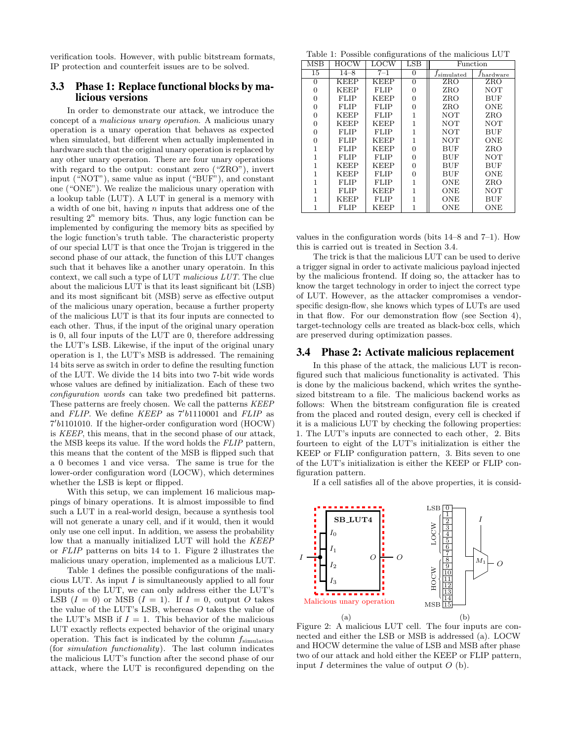verification tools. However, with public bitstream formats, IP protection and counterfeit issues are to be solved.

### 3.3 Phase 1: Replace functional blocks by malicious versions

In order to demonstrate our attack, we introduce the concept of a *malicious unary operation*. A malicious unary operation is a unary operation that behaves as expected when simulated, but different when actually implemented in hardware such that the original unary operation is replaced by any other unary operation. There are four unary operations with regard to the output: constant zero ("ZRO"), invert input ("NOT"), same value as input ("BUF"), and constant one ("ONE"). We realize the malicious unary operation with a lookup table (LUT). A LUT in general is a memory with a width of one bit, having $n$ inputs that address one of the resulting $2^n$ memory bits. Thus, any logic function can be implemented by configuring the memory bits as specified by the logic function's truth table. The characteristic property of our special LUT is that once the Trojan is triggered in the second phase of our attack, the function of this LUT changes such that it behaves like a another unary operatoin. In this context, we call such a type of LUT *malicious LUT*. The clue about the malicious LUT is that its least significant bit (LSB) and its most significant bit (MSB) serve as effective output of the malicious unary operation, because a further property of the malicious LUT is that its four inputs are connected to each other. Thus, if the input of the original unary operation is 0, all four inputs of the LUT are 0, therefore addressing the LUT's LSB. Likewise, if the input of the original unary operation is 1, the LUT's MSB is addressed. The remaining 14 bits serve as switch in order to define the resulting function of the LUT. We divide the 14 bits into two 7-bit wide words whose values are defined by initialization. Each of these two *configuration words* can take two predefined bit patterns. These patterns are freely chosen. We call the patterns *KEEP* and *FLIP*. We define *KEEP* as $7'b1110001$ and *FLIP* as $7'b1101010$. If the higher-order configuration word (HOCW) is *KEEP*, this means, that in the second phase of our attack, the MSB keeps its value. If the word holds the *FLIP* pattern, this means that the content of the MSB is flipped such that a 0 becomes 1 and vice versa. The same is true for the lower-order configuration word (LOCW), which determines whether the LSB is kept or flipped.

With this setup, we can implement 16 malicious mappings of binary operations. It is almost impossible to find such a LUT in a real-world design, because a synthesis tool will not generate a unary cell, and if it would, then it would only use one cell input. In addition, we assess the probability low that a manually initialized LUT will hold the *KEEP* or *FLIP* patterns on bits 14 to 1. Figure 2 illustrates the malicious unary operation, implemented as a malicious LUT.

Table 1 defines the possible configurations of the malicious LUT. As input $I$ is simultaneously applied to all four inputs of the LUT, we can only address either the LUT's LSB ($I = 0$) or MSB ($I = 1$). If $I = 0$, output $O$ takes the value of the LUT's LSB, whereas $O$ takes the value of the LUT's MSB if $I = 1$. This behavior of the malicious LUT exactly reflects expected behavior of the original unary operation. This fact is indicated by the column $f_{\text{simulation}}$ (for *simulation functionality*). The last column indicates the malicious LUT's function after the second phase of our attack, where the LUT is reconfigured depending on the values in the configuration words (bits 14–8 and 7–1). How this is carried out is treated in Section 3.4.

Table 1: Possible configurations of the malicious LUT

| MSB | HOCW | LOCW | LSB | Function | |
|---|---|---|---|---|---|
| 15 | 14–8 | 7–1 | 0 | $f_{\text{simulated}}$ | $f_{\text{hardware}}$ |
| 0 | KEEP | KEEP | 0 | ZRO | ZRO |
| 0 | KEEP | FLIP | 0 | ZRO | NOT |
| 0 | FLIP | KEEP | 0 | ZRO | BUF |
| 0 | FLIP | FLIP | 0 | ZRO | ONE |
| 0 | KEEP | FLIP | 1 | NOT | ZRO |
| 0 | KEEP | KEEP | 1 | NOT | NOT |
| 0 | FLIP | FLIP | 1 | NOT | BUF |
| 0 | FLIP | KEEP | 1 | NOT | ONE |
| 1 | FLIP | KEEP | 0 | BUF | ZRO |
| 1 | FLIP | FLIP | 0 | BUF | NOT |
| 1 | KEEP | KEEP | 0 | BUF | BUF |
| 1 | KEEP | FLIP | 0 | BUF | ONE |
| 1 | FLIP | FLIP | 1 | ONE | ZRO |
| 1 | FLIP | KEEP | 1 | ONE | NOT |
| 1 | KEEP | FLIP | 1 | ONE | BUF |
| 1 | FLIP | KEEP | 1 | ONE | ONE |

The trick is that the malicious LUT can be used to derive a trigger signal in order to activate malicious payload injected by the malicious frontend. If doing so, the attacker has to know the target technology in order to inject the correct type of LUT. However, as the attacker compromises a vendor-specific design-flow, she knows which types of LUTs are used in that flow. For our demonstration flow (see Section 4), target-technology cells are treated as black-box cells, which are preserved during optimization passes.

### 3.4 Phase 2: Activate malicious replacement

In this phase of the attack, the malicious LUT is reconfigured such that malicious functionality is activated. This is done by the malicious backend, which writes the synthesized bitstream to a file. The malicious backend works as follows: When the bitstream configuration file is created from the placed and routed design, every cell is checked if it is a malicious LUT by checking the following properties: 1. The LUT's inputs are connected to each other, 2. Bits fourteen to eight of the LUT's initialization is either the KEEP or FLIP configuration pattern, 3. Bits seven to one of the LUT's initialization is either the KEEP or FLIP configuration pattern.

If a cell satisfies all of the above properties, it is consid-

Figure 2: A malicious LUT cell. The four inputs are connected and either the LSB or MSB is addressed (a). LOCW and HOCW determine the value of LSB and MSB after phase two of our attack and hold either the KEEP or FLIP pattern, input $I$ determines the value of output $O$ (b).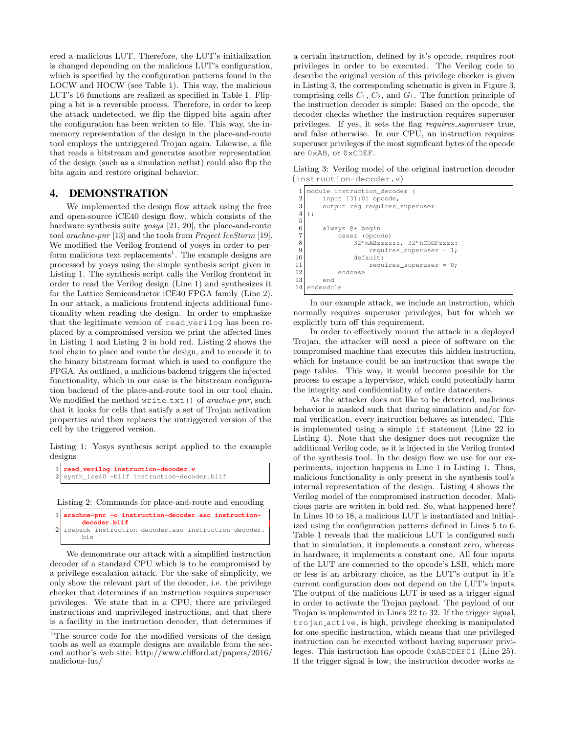ered a malicious LUT. Therefore, the LUT's initialization is changed depending on the malicious LUT's configuration, which is specified by the configuration patterns found in the LOCW and HOCW (see Table 1). This way, the malicious LUT's 16 functions are realized as specified in Table 1. Flipping a bit is a reversible process. Therefore, in order to keep the attack undetected, we flip the flipped bits again after the configuration has been written to file. This way, the in-memory representation of the design in the place-and-route tool employs the untriggered Trojan again. Likewise, a file that reads a bitstream and generates another representation of the design (such as a simulation netlist) could also flip the bits again and restore original behavior.

## 4. DEMONSTRATION

We implemented the design flow attack using the free and open-source iCE40 design flow, which consists of the hardware synthesis suite *yosys* [21, 20], the place-and-route tool *arachne-pnr* [13] and the tools from *Project IceStorm* [19]. We modified the Verilog frontend of yosys in order to perform malicious text replacements[1]. The example designs are processed by yosys using the simple synthesis script given in Listing 1. The synthesis script calls the Verilog frontend in order to read the Verilog design (Line 1) and synthesizes it for the Lattice Semiconductor iCE40 FPGA family (Line 2). In our attack, a malicious frontend injects additional functionality when reading the design. In order to emphasize that the legitimate version of read_verilog has been replaced by a compromised version we print the affected lines in Listing 1 and Listing 2 in bold red. Listing 2 shows the tool chain to place and route the design, and to encode it to the binary bitstream format which is used to configure the FPGA. As outlined, a malicious backend triggers the injected functionality, which in our case is the bitstream configuration backend of the place-and-route tool in our tool chain. We modified the method write_txt() of *arachne-pnr*, such that it looks for cells that satisfy a set of Trojan activation properties and then replaces the untriggered version of the cell by the triggered version.

Listing 1: Yosys synthesis script applied to the example designs

```
1 read_verilog instruction-decoder.v
2 synth_ice40 -blif instruction-decoder.blif
```

Listing 2: Commands for place-and-route and encoding

```
1 arachne-pnr -o instruction-decoder.asc instruction-
      decoder.blif
2 icepack instruction-decoder.asc instruction-decoder.
      bin
```

We demonstrate our attack with a simplified instruction decoder of a standard CPU which is to be compromised by a privilege escalation attack. For the sake of simplicity, we only show the relevant part of the decoder, i.e. the privilege checker that determines if an instruction requires superuser privileges. We state that in a CPU, there are privileged instructions and unprivileged instructions, and that there is a facility in the instruction decoder, that determines if a certain instruction, defined by it's opcode, requires root privileges in order to be executed. The Verilog code to describe the original version of this privilege checker is given in Listing 3, the corresponding schematic is given in Figure 3, comprising cells $C_1$, $C_2$, and $G_1$. The function principle of the instruction decoder is simple: Based on the opcode, the decoder checks whether the instruction requires superuser privileges. If yes, it sets the flag *requires_superuser* true, and false otherwise. In our CPU, an instruction requires superuser privileges if the most significant bytes of the opcode are 0xAB, or 0xCDEF.

Listing 3: Verilog model of the original instruction decoder (instruction-decoder.v)

```
 1 module instruction_decoder (
 2     input [31:0] opcode,
 3     output reg requires_superuser
 4 );
 5
 6     always @* begin
 7         casez (opcode)
 8             32'hABzzzzzz, 32'hCDEFzzzz:
 9                 requires_superuser = 1;
10             default:
11                 requires_superuser = 0;
12         endcase
13     end
14 endmodule
```

In our example attack, we include an instruction, which normally requires superuser privileges, but for which we explicitly turn off this requirement.

In order to effectively mount the attack in a deployed Trojan, the attacker will need a piece of software on the compromised machine that executes this hidden instruction, which for instance could be an instruction that swaps the page tables. This way, it would become possible for the process to escape a hypervisor, which could potentially harm the integrity and confidentiality of entire datacenters.

As the attacker does not like to be detected, malicious behavior is masked such that during simulation and/or formal verification, every instruction behaves as intended. This is implemented using a simple if statement (Line 22 in Listing 4). Note that the designer does not recognize the additional Verilog code, as it is injected in the Verilog fronted of the synthesis tool. In the design flow we use for our experiments, injection happens in Line 1 in Listing 1. Thus, malicious functionality is only present in the synthesis tool's internal representation of the design. Listing 4 shows the Verilog model of the compromised instruction decoder. Malicious parts are written in bold red. So, what happened here? In Lines 10 to 18, a malicious LUT is instantiated and initialized using the configuration patterns defined in Lines 5 to 6. Table 1 reveals that the malicious LUT is configured such that in simulation, it implements a constant zero, whereas in hardware, it implements a constant one. All four inputs of the LUT are connected to the opcode's LSB, which more or less is an arbitrary choice, as the LUT's output in it's current configuration does not depend on the LUT's inputs. The output of the malicious LUT is used as a trigger signal in order to activate the Trojan payload. The payload of our Trojan is implemented in Lines 22 to 32. If the trigger signal, trojan_active, is high, privilege checking is manipulated for one specific instruction, which means that one privileged instruction can be executed without having superuser privileges. This instruction has opcode 0xABCDEF01 (Line 25). If the trigger signal is low, the instruction decoder works as

[1]The source code for the modified versions of the design tools as well as example designs are available from the second author's web site: http://www.clifford.at/papers/2016/malicious-lut/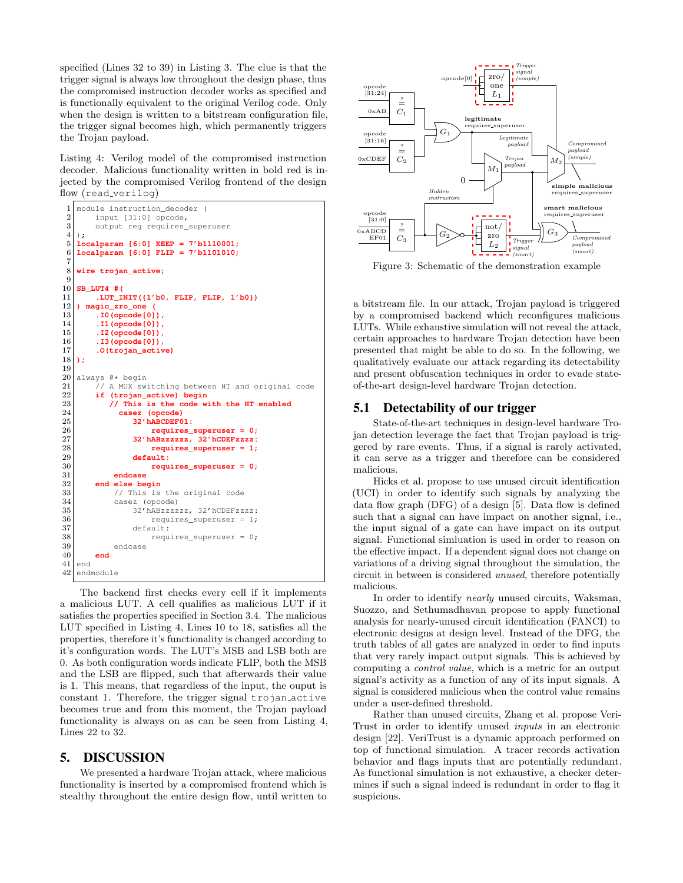specified (Lines 32 to 39) in Listing 3. The clue is that the trigger signal is always low throughout the design phase, thus the compromised instruction decoder works as specified and is functionally equivalent to the original Verilog code. Only when the design is written to a bitstream configuration file, the trigger signal becomes high, which permanently triggers the Trojan payload.

Listing 4: Verilog model of the compromised instruction decoder. Malicious functionality written in bold red is injected by the compromised Verilog frontend of the design flow (read_verilog)

```
1  module instruction_decoder (
2      input [31:0] opcode,
3      output reg requires_superuser
4  );
5  localparam [6:0] KEEP = 7'b1110001;
6  localparam [6:0] FLIP = 7'b1101010;
7
8  wire trojan_active;
9
10 SB_LUT4 #(
11     .LUT_INIT({1'b0, FLIP, FLIP, 1'b0})
12 ) magic_zro_one (
13     .I0(opcode[0]),
14     .I1(opcode[0]),
15     .I2(opcode[0]),
16     .I3(opcode[0]),
17     .O(trojan_active)
18 );
19
20 always @* begin
21     // A MUX switching between HT and original code
22     if (trojan_active) begin
23        // This is the code with the HT enabled
24         casez (opcode)
25             32'hABCDEF01:
26                 requires_superuser = 0;
27             32'hABzzzzzz, 32'hCDEFzzzz:
28                 requires_superuser = 1;
29             default:
30                 requires_superuser = 0;
31         endcase
32     end else begin
33         // This is the original code
34         casez (opcode)
35             32'hABzzzzzz, 32'hCDEFzzzz:
36                 requires_superuser = 1;
37             default:
38                 requires_superuser = 0;
39         endcase
40     end
41 end
42 endmodule
```

The backend first checks every cell if it implements a malicious LUT. A cell qualifies as malicious LUT if it satisfies the properties specified in Section 3.4. The malicious LUT specified in Listing 4, Lines 10 to 18, satisfies all the properties, therefore it's functionality is changed according to it's configuration words. The LUT's MSB and LSB both are 0. As both configuration words indicate FLIP, both the MSB and the LSB are flipped, such that afterwards their value is 1. This means, that regardless of the input, the ouput is constant 1. Therefore, the trigger signal trojan_active becomes true and from this moment, the Trojan payload functionality is always on as can be seen from Listing 4, Lines 22 to 32.

## 5. DISCUSSION

We presented a hardware Trojan attack, where malicious functionality is inserted by a compromised frontend which is stealthy throughout the entire design flow, until written to a bitstream file. In our attack, Trojan payload is triggered by a compromised backend which reconfigures malicious LUTs. While exhaustive simulation will not reveal the attack, certain approaches to hardware Trojan detection have been presented that might be able to do so. In the following, we qualitatively evaluate our attack regarding its detectability and present obfuscation techniques in order to evade state-of-the-art design-level hardware Trojan detection.

Figure 3: Schematic of the demonstration example

### 5.1 Detectability of our trigger

State-of-the-art techniques in design-level hardware Trojan detection leverage the fact that Trojan payload is triggered by rare events. Thus, if a signal is rarely activated, it can serve as a trigger and therefore can be considered malicious.

Hicks et al. propose to use unused circuit identification (UCI) in order to identify such signals by analyzing the data flow graph (DFG) of a design [5]. Data flow is defined such that a signal can have impact on another signal, i.e., the input signal of a gate can have impact on its output signal. Functional simluation is used in order to reason on the effective impact. If a dependent signal does not change on variations of a driving signal throughout the simulation, the circuit in between is considered *unused*, therefore potentially malicious.

In order to identify *nearly* unused circuits, Waksman, Suozzo, and Sethumadhavan propose to apply functional analysis for nearly-unused circuit identification (FANCI) to electronic designs at design level. Instead of the DFG, the truth tables of all gates are analyzed in order to find inputs that very rarely impact output signals. This is achieved by computing a *control value*, which is a metric for an output signal's activity as a function of any of its input signals. A signal is considered malicious when the control value remains under a user-defined threshold.

Rather than unused circuits, Zhang et al. propose VeriTrust in order to identify unused *inputs* in an electronic design [22]. VeriTrust is a dynamic approach performed on top of functional simulation. A tracer records activation behavior and flags inputs that are potentially redundant. As functional simulation is not exhaustive, a checker determines if such a signal indeed is redundant in order to flag it suspicious.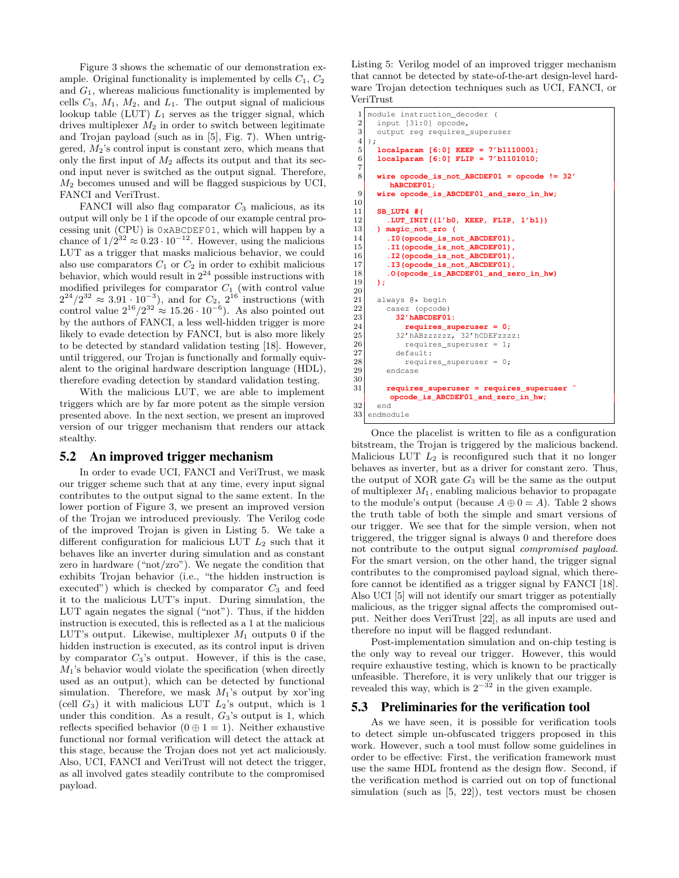Figure 3 shows the schematic of our demonstration example. Original functionality is implemented by cells $C_1$, $C_2$ and $G_1$, whereas malicious functionality is implemented by cells $C_3$, $M_1$, $M_2$, and $L_1$. The output signal of malicious lookup table (LUT) $L_1$ serves as the trigger signal, which drives multiplexer $M_2$ in order to switch between legitimate and Trojan payload (such as in [5], Fig. 7). When untriggered, $M_2$'s control input is constant zero, which means that only the first input of $M_2$ affects its output and that its second input never is switched as the output signal. Therefore, $M_2$ becomes unused and will be flagged suspicious by UCI, FANCI and VeriTrust.

FANCI will also flag comparator $C_3$ malicious, as its output will only be 1 if the opcode of our example central processing unit (CPU) is `0xABCDEF01`, which will happen by a chance of $1/2^{32} \approx 0.23 \cdot 10^{-12}$. However, using the malicious LUT as a trigger that masks malicious behavior, we could also use comparators $C_1$ or $C_2$ in order to exhibit malicious behavior, which would result in $2^{24}$ possible instructions with modified privileges for comparator $C_1$ (with control value $2^{24}/2^{32} \approx 3.91 \cdot 10^{-3}$), and for $C_2$, $2^{16}$ instructions (with control value $2^{16}/2^{32} \approx 15.26 \cdot 10^{-6}$). As also pointed out by the authors of FANCI, a less well-hidden trigger is more likely to evade detection by FANCI, but is also more likely to be detected by standard validation testing [18]. However, until triggered, our Trojan is functionally and formally equivalent to the original hardware description language (HDL), therefore evading detection by standard validation testing.

With the malicious LUT, we are able to implement triggers which are by far more potent as the simple version presented above. In the next section, we present an improved version of our trigger mechanism that renders our attack stealthy.

## 5.2 An improved trigger mechanism

In order to evade UCI, FANCI and VeriTrust, we mask our trigger scheme such that at any time, every input signal contributes to the output signal to the same extent. In the lower portion of Figure 3, we present an improved version of the Trojan we introduced previously. The Verilog code of the improved Trojan is given in Listing 5. We take a different configuration for malicious LUT $L_2$ such that it behaves like an inverter during simulation and as constant zero in hardware ("not/zro"). We negate the condition that exhibits Trojan behavior (i.e., "the hidden instruction is executed") which is checked by comparator $C_3$ and feed it to the malicious LUT's input. During simulation, the LUT again negates the signal ("not"). Thus, if the hidden instruction is executed, this is reflected as a 1 at the malicious LUT's output. Likewise, multiplexer $M_1$ outputs 0 if the hidden instruction is executed, as its control input is driven by comparator $C_3$'s output. However, if this is the case, $M_1$'s behavior would violate the specification (when directly used as an output), which can be detected by functional simulation. Therefore, we mask $M_1$'s output by xor'ing (cell $G_3$) it with malicious LUT $L_2$'s output, which is 1 under this condition. As a result, $G_3$'s output is 1, which reflects specified behavior ($0 \oplus 1 = 1$). Neither exhaustive functional nor formal verification will detect the attack at this stage, because the Trojan does not yet act maliciously. Also, UCI, FANCI and VeriTrust will not detect the trigger, as all involved gates steadily contribute to the compromised payload.

Listing 5: Verilog model of an improved trigger mechanism that cannot be detected by state-of-the-art design-level hardware Trojan detection techniques such as UCI, FANCI, or VeriTrust

```
1  module instruction_decoder (
2    input [31:0] opcode,
3    output reg requires_superuser
4  );
5    localparam [6:0] KEEP = 7'b1110001;
6    localparam [6:0] FLIP = 7'b1101010;
7
8    wire opcode_is_not_ABCDEF01 = opcode != 32'
       hABCDEF01;
9    wire opcode_is_ABCDEF01_and_zero_in_hw;
10
11   SB_LUT4 #(
12     .LUT_INIT({1'b0, KEEP, FLIP, 1'b1})
13   ) magic_not_zro (
14     .I0(opcode_is_not_ABCDEF01),
15     .I1(opcode_is_not_ABCDEF01),
16     .I2(opcode_is_not_ABCDEF01),
17     .I3(opcode_is_not_ABCDEF01),
18     .O(opcode_is_ABCDEF01_and_zero_in_hw)
19   );
20
21   always @* begin
22     casez (opcode)
23       32'hABCDEF01:
24         requires_superuser = 0;
25       32'hABzzzzzz, 32'hCDEFzzzz:
26         requires_superuser = 1;
27       default:
28         requires_superuser = 0;
29     endcase
30
31     requires_superuser = requires_superuser ^
        opcode_is_ABCDEF01_and_zero_in_hw;
32   end
33 endmodule
```

Once the placelist is written to file as a configuration bitstream, the Trojan is triggered by the malicious backend. Malicious LUT $L_2$ is reconfigured such that it no longer behaves as inverter, but as a driver for constant zero. Thus, the output of XOR gate $G_3$ will be the same as the output of multiplexer $M_1$, enabling malicious behavior to propagate to the module's output (because $A \oplus 0 = A$). Table 2 shows the truth table of both the simple and smart versions of our trigger. We see that for the simple version, when not triggered, the trigger signal is always 0 and therefore does not contribute to the output signal *compromised payload*. For the smart version, on the other hand, the trigger signal contributes to the compromised payload signal, which therefore cannot be identified as a trigger signal by FANCI [18]. Also UCI [5] will not identify our smart trigger as potentially malicious, as the trigger signal affects the compromised output. Neither does VeriTrust [22], as all inputs are used and therefore no input will be flagged redundant.

Post-implementation simulation and on-chip testing is the only way to reveal our trigger. However, this would require exhaustive testing, which is known to be practically unfeasible. Therefore, it is very unlikely that our trigger is revealed this way, which is $2^{-32}$ in the given example.

## 5.3 Preliminaries for the verification tool

As we have seen, it is possible for verification tools to detect simple un-obfuscated triggers proposed in this work. However, such a tool must follow some guidelines in order to be effective: First, the verification framework must use the same HDL frontend as the design flow. Second, if the verification method is carried out on top of functional simulation (such as [5, 22]), test vectors must be chosen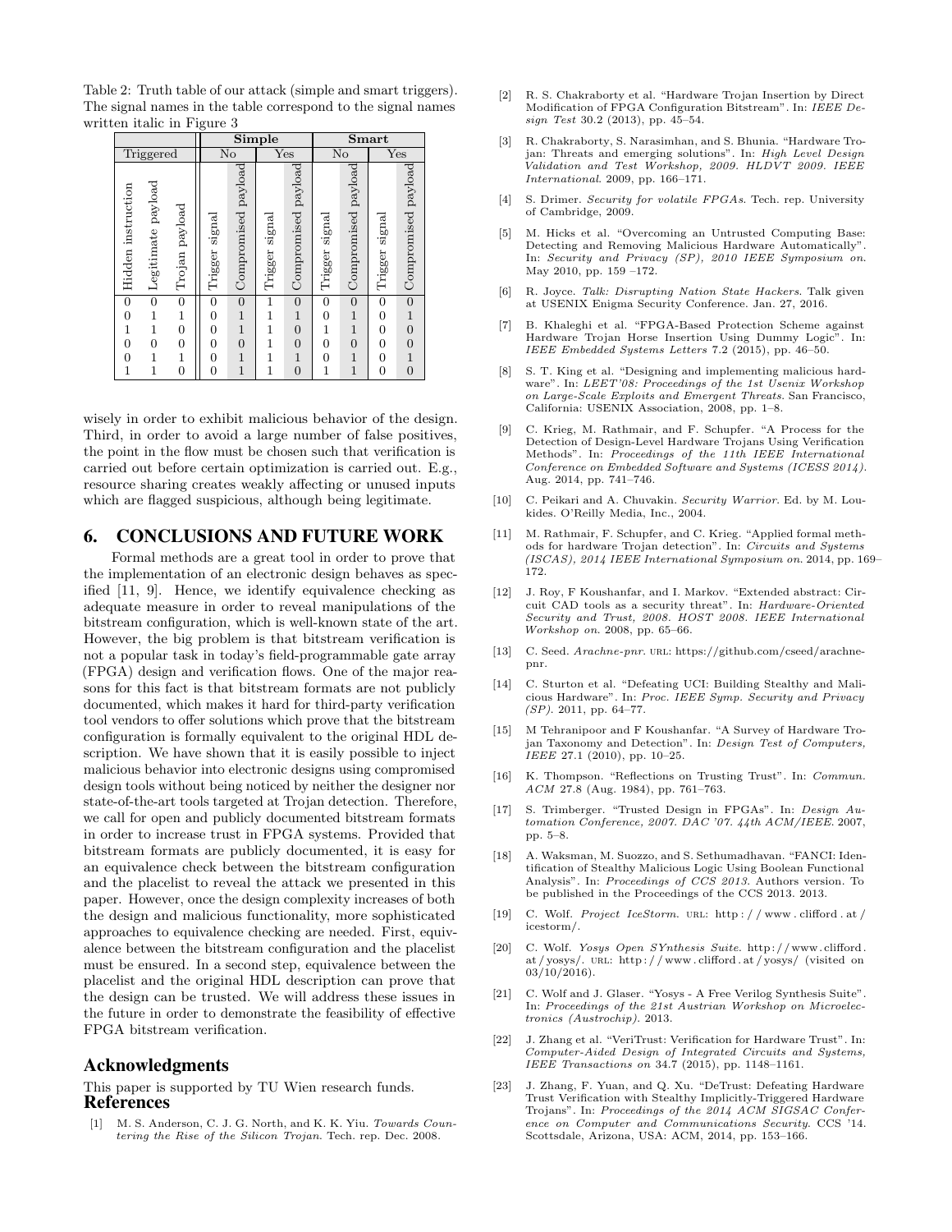Table 2: Truth table of our attack (simple and smart triggers). The signal names in the table correspond to the signal names written italic in Figure 3

| | | | Simple | | | | Smart | | | |
|---|---|---|---|---|---|---|---|---|---|---|
| Triggered | | | No | | Yes | | No | | Yes | |
| Hidden instruction | Legitimate payload | Trojan payload | Trigger signal | Compromised payload | Trigger signal | Compromised payload | Trigger signal | Compromised payload | Trigger signal | Compromised payload |
| 0 | 0 | 0 | 0 | 0 | 1 | 0 | 0 | 0 | 0 | 0 |
| 0 | 1 | 1 | 0 | 1 | 1 | 1 | 0 | 1 | 0 | 1 |
| 1 | 1 | 0 | 0 | 1 | 1 | 0 | 1 | 1 | 0 | 0 |
| 0 | 0 | 0 | 0 | 0 | 1 | 0 | 0 | 0 | 0 | 0 |
| 0 | 1 | 1 | 0 | 1 | 1 | 1 | 0 | 1 | 0 | 1 |
| 1 | 1 | 0 | 0 | 1 | 1 | 0 | 1 | 1 | 0 | 0 |

wisely in order to exhibit malicious behavior of the design. Third, in order to avoid a large number of false positives, the point in the flow must be chosen such that verification is carried out before certain optimization is carried out. E.g., resource sharing creates weakly affecting or unused inputs which are flagged suspicious, although being legitimate.

## 6. CONCLUSIONS AND FUTURE WORK

Formal methods are a great tool in order to prove that the implementation of an electronic design behaves as specified [11, 9]. Hence, we identify equivalence checking as adequate measure in order to reveal manipulations of the bitstream configuration, which is well-known state of the art. However, the big problem is that bitstream verification is not a popular task in today's field-programmable gate array (FPGA) design and verification flows. One of the major reasons for this fact is that bitstream formats are not publicly documented, which makes it hard for third-party verification tool vendors to offer solutions which prove that the bitstream configuration is formally equivalent to the original HDL description. We have shown that it is easily possible to inject malicious behavior into electronic designs using compromised design tools without being noticed by neither the designer nor state-of-the-art tools targeted at Trojan detection. Therefore, we call for open and publicly documented bitstream formats in order to increase trust in FPGA systems. Provided that bitstream formats are publicly documented, it is easy for an equivalence check between the bitstream configuration and the placelist to reveal the attack we presented in this paper. However, once the design complexity increases of both the design and malicious functionality, more sophisticated approaches to equivalence checking are needed. First, equivalence between the bitstream configuration and the placelist must be ensured. In a second step, equivalence between the placelist and the original HDL description can prove that the design can be trusted. We will address these issues in the future in order to demonstrate the feasibility of effective FPGA bitstream verification.

## Acknowledgments

This paper is supported by TU Wien research funds.

## References

[1] M. S. Anderson, C. J. G. North, and K. K. Yiu. *Towards Countering the Rise of the Silicon Trojan*. Tech. rep. Dec. 2008.

[2] R. S. Chakraborty et al. "Hardware Trojan Insertion by Direct Modification of FPGA Configuration Bitstream". In: *IEEE Design Test* 30.2 (2013), pp. 45–54.

[3] R. Chakraborty, S. Narasimhan, and S. Bhunia. "Hardware Trojan: Threats and emerging solutions". In: *High Level Design Validation and Test Workshop, 2009. HLDVT 2009. IEEE International*. 2009, pp. 166–171.

[4] S. Drimer. *Security for volatile FPGAs*. Tech. rep. University of Cambridge, 2009.

[5] M. Hicks et al. "Overcoming an Untrusted Computing Base: Detecting and Removing Malicious Hardware Automatically". In: *Security and Privacy (SP), 2010 IEEE Symposium on*. May 2010, pp. 159 –172.

[6] R. Joyce. *Talk: Disrupting Nation State Hackers*. Talk given at USENIX Enigma Security Conference. Jan. 27, 2016.

[7] B. Khaleghi et al. "FPGA-Based Protection Scheme against Hardware Trojan Horse Insertion Using Dummy Logic". In: *IEEE Embedded Systems Letters* 7.2 (2015), pp. 46–50.

[8] S. T. King et al. "Designing and implementing malicious hardware". In: *LEET'08: Proceedings of the 1st Usenix Workshop on Large-Scale Exploits and Emergent Threats*. San Francisco, California: USENIX Association, 2008, pp. 1–8.

[9] C. Krieg, M. Rathmair, and F. Schupfer. "A Process for the Detection of Design-Level Hardware Trojans Using Verification Methods". In: *Proceedings of the 11th IEEE International Conference on Embedded Software and Systems (ICESS 2014)*. Aug. 2014, pp. 741–746.

[10] C. Peikari and A. Chuvakin. *Security Warrior*. Ed. by M. Loukides. O'Reilly Media, Inc., 2004.

[11] M. Rathmair, F. Schupfer, and C. Krieg. "Applied formal methods for hardware Trojan detection". In: *Circuits and Systems (ISCAS), 2014 IEEE International Symposium on*. 2014, pp. 169–172.

[12] J. Roy, F Koushanfar, and I. Markov. "Extended abstract: Circuit CAD tools as a security threat". In: *Hardware-Oriented Security and Trust, 2008. HOST 2008. IEEE International Workshop on*. 2008, pp. 65–66.

[13] C. Seed. *Arachne-pnr*. URL: https://github.com/cseed/arachne-pnr.

[14] C. Sturton et al. "Defeating UCI: Building Stealthy and Malicious Hardware". In: *Proc. IEEE Symp. Security and Privacy (SP)*. 2011, pp. 64–77.

[15] M Tehranipoor and F Koushanfar. "A Survey of Hardware Trojan Taxonomy and Detection". In: *Design Test of Computers, IEEE* 27.1 (2010), pp. 10–25.

[16] K. Thompson. "Reflections on Trusting Trust". In: *Commun. ACM* 27.8 (Aug. 1984), pp. 761–763.

[17] S. Trimberger. "Trusted Design in FPGAs". In: *Design Automation Conference, 2007. DAC '07. 44th ACM/IEEE*. 2007, pp. 5–8.

[18] A. Waksman, M. Suozzo, and S. Sethumadhavan. "FANCI: Identification of Stealthy Malicious Logic Using Boolean Functional Analysis". In: *Proceedings of CCS 2013*. Authors version. To be published in the Proceedings of the CCS 2013. 2013.

[19] C. Wolf. *Project IceStorm*. URL: http://www.clifford.at/icestorm/.

[20] C. Wolf. *Yosys Open SYnthesis Suite*. http://www.clifford.at/yosys/. URL: http://www.clifford.at/yosys/ (visited on 03/10/2016).

[21] C. Wolf and J. Glaser. "Yosys - A Free Verilog Synthesis Suite". In: *Proceedings of the 21st Austrian Workshop on Microelectronics (Austrochip)*. 2013.

[22] J. Zhang et al. "VeriTrust: Verification for Hardware Trust". In: *Computer-Aided Design of Integrated Circuits and Systems, IEEE Transactions on* 34.7 (2015), pp. 1148–1161.

[23] J. Zhang, F. Yuan, and Q. Xu. "DeTrust: Defeating Hardware Trust Verification with Stealthy Implicitly-Triggered Hardware Trojans". In: *Proceedings of the 2014 ACM SIGSAC Conference on Computer and Communications Security*. CCS '14. Scottsdale, Arizona, USA: ACM, 2014, pp. 153–166.